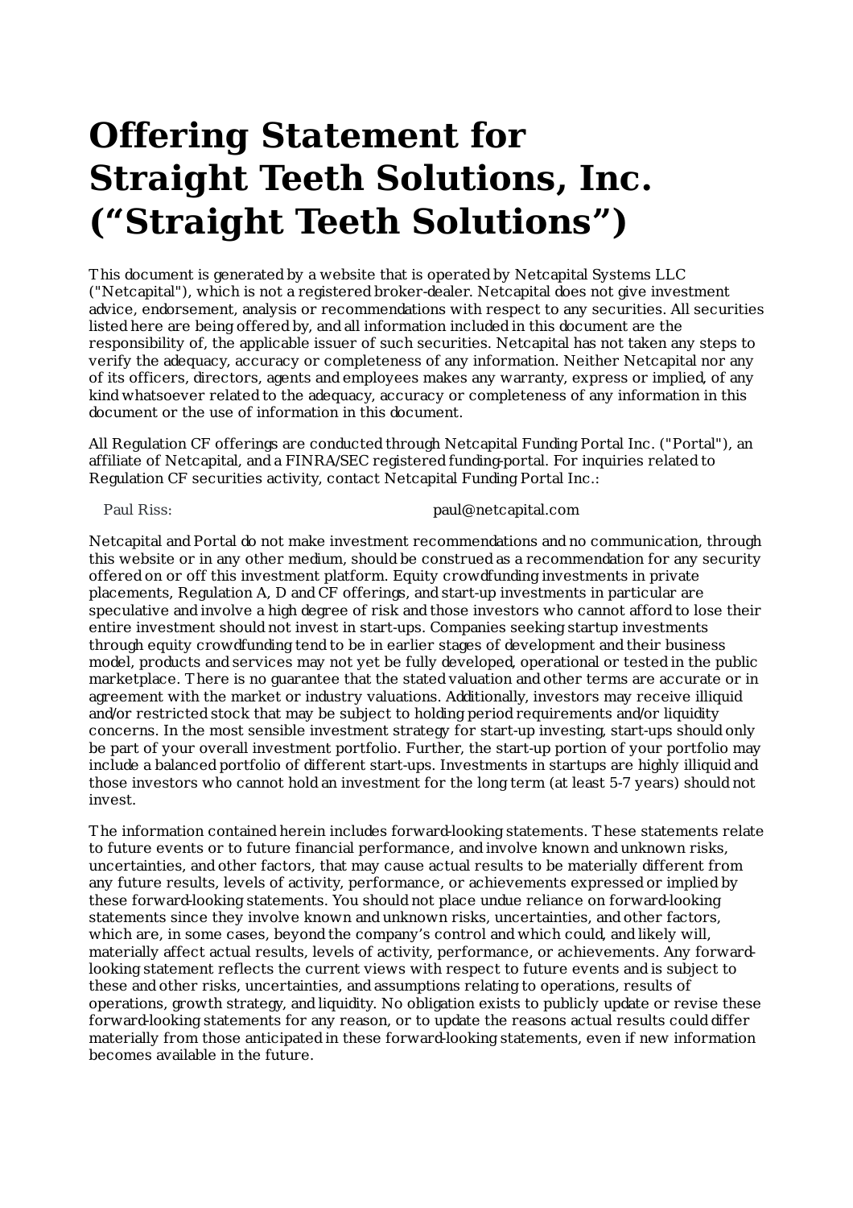# Offering Statement for Straight Teeth Solutions, Inc. ("Straight Teeth Solutions")

This document is generated by a website that is operated by Netcapital Systems LLC ("Netcapital"), which is not a registered broker-dealer. Netcapital does not give investment advice, endorsement, analysis or recommendations with respect to any securities. All securities listed here are being offered by, and all information included in this document are the responsibility of, the applicable issuer of such securities. Netcapital has not taken any steps to verify the adequacy, accuracy or completeness of any information. Neither Netcapital nor any of its officers, directors, agents and employees makes any warranty, express or implied, of any kind whatsoever related to the adequacy, accuracy or completeness of any information in this document or the use of information in this document.

All Regulation CF offerings are conducted through Netcapital Funding Portal Inc. ("Portal"), an affiliate of Netcapital, and a FINRA/SEC registered funding-portal. For inquiries related to Regulation CF securities activity, contact Netcapital Funding Portal Inc.:

| Paul Riss: | paul@netcapital.com |
|---|---|

Netcapital and Portal do not make investment recommendations and no communication, through this website or in any other medium, should be construed as a recommendation for any security offered on or off this investment platform. Equity crowdfunding investments in private placements, Regulation A, D and CF offerings, and start-up investments in particular are speculative and involve a high degree of risk and those investors who cannot afford to lose their entire investment should not invest in start-ups. Companies seeking startup investments through equity crowdfunding tend to be in earlier stages of development and their business model, products and services may not yet be fully developed, operational or tested in the public marketplace. There is no guarantee that the stated valuation and other terms are accurate or in agreement with the market or industry valuations. Additionally, investors may receive illiquid and/or restricted stock that may be subject to holding period requirements and/or liquidity concerns. In the most sensible investment strategy for start-up investing, start-ups should only be part of your overall investment portfolio. Further, the start-up portion of your portfolio may include a balanced portfolio of different start-ups. Investments in startups are highly illiquid and those investors who cannot hold an investment for the long term (at least 5-7 years) should not invest.

The information contained herein includes forward-looking statements. These statements relate to future events or to future financial performance, and involve known and unknown risks, uncertainties, and other factors, that may cause actual results to be materially different from any future results, levels of activity, performance, or achievements expressed or implied by these forward-looking statements. You should not place undue reliance on forward-looking statements since they involve known and unknown risks, uncertainties, and other factors, which are, in some cases, beyond the company's control and which could, and likely will, materially affect actual results, levels of activity, performance, or achievements. Any forward-looking statement reflects the current views with respect to future events and is subject to these and other risks, uncertainties, and assumptions relating to operations, results of operations, growth strategy, and liquidity. No obligation exists to publicly update or revise these forward-looking statements for any reason, or to update the reasons actual results could differ materially from those anticipated in these forward-looking statements, even if new information becomes available in the future.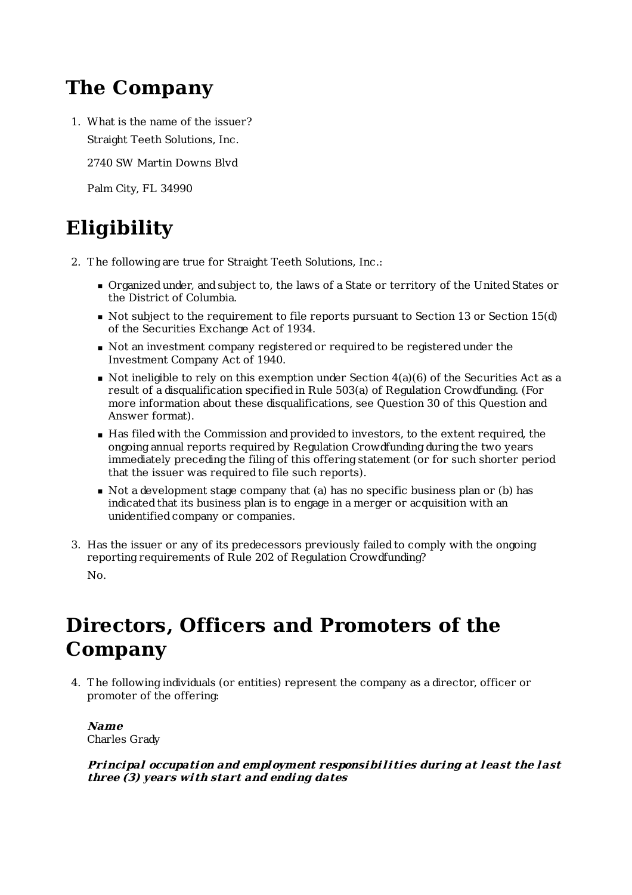## The Company

1. What is the name of the issuer?

   Straight Teeth Solutions, Inc.

   2740 SW Martin Downs Blvd

   Palm City, FL 34990

## Eligibility

2. The following are true for Straight Teeth Solutions, Inc.:

   - Organized under, and subject to, the laws of a State or territory of the United States or the District of Columbia.
   - Not subject to the requirement to file reports pursuant to Section 13 or Section 15(d) of the Securities Exchange Act of 1934.
   - Not an investment company registered or required to be registered under the Investment Company Act of 1940.
   - Not ineligible to rely on this exemption under Section 4(a)(6) of the Securities Act as a result of a disqualification specified in Rule 503(a) of Regulation Crowdfunding. (For more information about these disqualifications, see Question 30 of this Question and Answer format).
   - Has filed with the Commission and provided to investors, to the extent required, the ongoing annual reports required by Regulation Crowdfunding during the two years immediately preceding the filing of this offering statement (or for such shorter period that the issuer was required to file such reports).
   - Not a development stage company that (a) has no specific business plan or (b) has indicated that its business plan is to engage in a merger or acquisition with an unidentified company or companies.

3. Has the issuer or any of its predecessors previously failed to comply with the ongoing reporting requirements of Rule 202 of Regulation Crowdfunding?

   No.

## Directors, Officers and Promoters of the Company

4. The following individuals (or entities) represent the company as a director, officer or promoter of the offering:

   ***Name***
   Charles Grady

   ***Principal occupation and employment responsibilities during at least the last three (3) years with start and ending dates***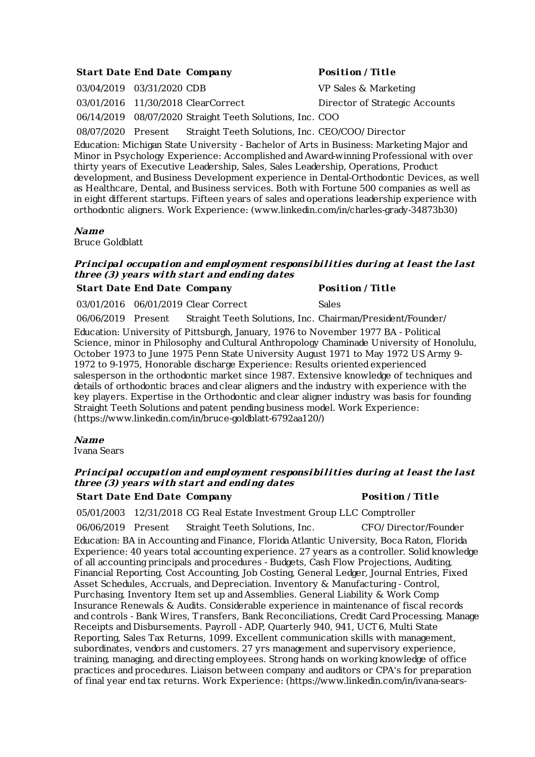| Start Date | End Date | Company | Position / Title |
|---|---|---|---|
| 03/04/2019 | 03/31/2020 | CDB | VP Sales & Marketing |
| 03/01/2016 | 11/30/2018 | ClearCorrect | Director of Strategic Accounts |
| 06/14/2019 | 08/07/2020 | Straight Teeth Solutions, Inc. | COO |
| 08/07/2020 | Present | Straight Teeth Solutions, Inc. | CEO/COO/ Director |

Education: Michigan State University - Bachelor of Arts in Business: Marketing Major and Minor in Psychology Experience: Accomplished and Award-winning Professional with over thirty years of Executive Leadership, Sales, Sales Leadership, Operations, Product development, and Business Development experience in Dental-Orthodontic Devices, as well as Healthcare, Dental, and Business services. Both with Fortune 500 companies as well as in eight different startups. Fifteen years of sales and operations leadership experience with orthodontic aligners. Work Experience: (www.linkedin.com/in/charles-grady-34873b30)

***Name***
Bruce Goldblatt

***Principal occupation and employment responsibilities during at least the last three (3) years with start and ending dates***

| Start Date | End Date | Company | Position / Title |
|---|---|---|---|
| 03/01/2016 | 06/01/2019 | Clear Correct | Sales |
| 06/06/2019 | Present | Straight Teeth Solutions, Inc. | Chairman/President/Founder/ |

Education: University of Pittsburgh, January, 1976 to November 1977 BA - Political Science, minor in Philosophy and Cultural Anthropology Chaminade University of Honolulu, October 1973 to June 1975 Penn State University August 1971 to May 1972 US Army 9-1972 to 9-1975, Honorable discharge Experience: Results oriented experienced salesperson in the orthodontic market since 1987. Extensive knowledge of techniques and details of orthodontic braces and clear aligners and the industry with experience with the key players. Expertise in the Orthodontic and clear aligner industry was basis for founding Straight Teeth Solutions and patent pending business model. Work Experience: (https://www.linkedin.com/in/bruce-goldblatt-6792aa120/)

***Name***
Ivana Sears

***Principal occupation and employment responsibilities during at least the last three (3) years with start and ending dates***

| Start Date | End Date | Company | Position / Title |
|---|---|---|---|
| 05/01/2003 | 12/31/2018 | CG Real Estate Investment Group LLC | Comptroller |
| 06/06/2019 | Present | Straight Teeth Solutions, Inc. | CFO/ Director/Founder |

Education: BA in Accounting and Finance, Florida Atlantic University, Boca Raton, Florida Experience: 40 years total accounting experience. 27 years as a controller. Solid knowledge of all accounting principals and procedures - Budgets, Cash Flow Projections, Auditing, Financial Reporting, Cost Accounting, Job Costing, General Ledger, Journal Entries, Fixed Asset Schedules, Accruals, and Depreciation. Inventory & Manufacturing - Control, Purchasing, Inventory Item set up and Assemblies. General Liability & Work Comp Insurance Renewals & Audits. Considerable experience in maintenance of fiscal records and controls - Bank Wires, Transfers, Bank Reconciliations, Credit Card Processing, Manage Receipts and Disbursements. Payroll - ADP, Quarterly 940, 941, UCT 6, Multi State Reporting, Sales Tax Returns, 1099. Excellent communication skills with management, subordinates, vendors and customers. 27 yrs management and supervisory experience, training, managing, and directing employees. Strong hands on working knowledge of office practices and procedures. Liaison between company and auditors or CPA's for preparation of final year end tax returns. Work Experience: (https://www.linkedin.com/in/ivana-sears-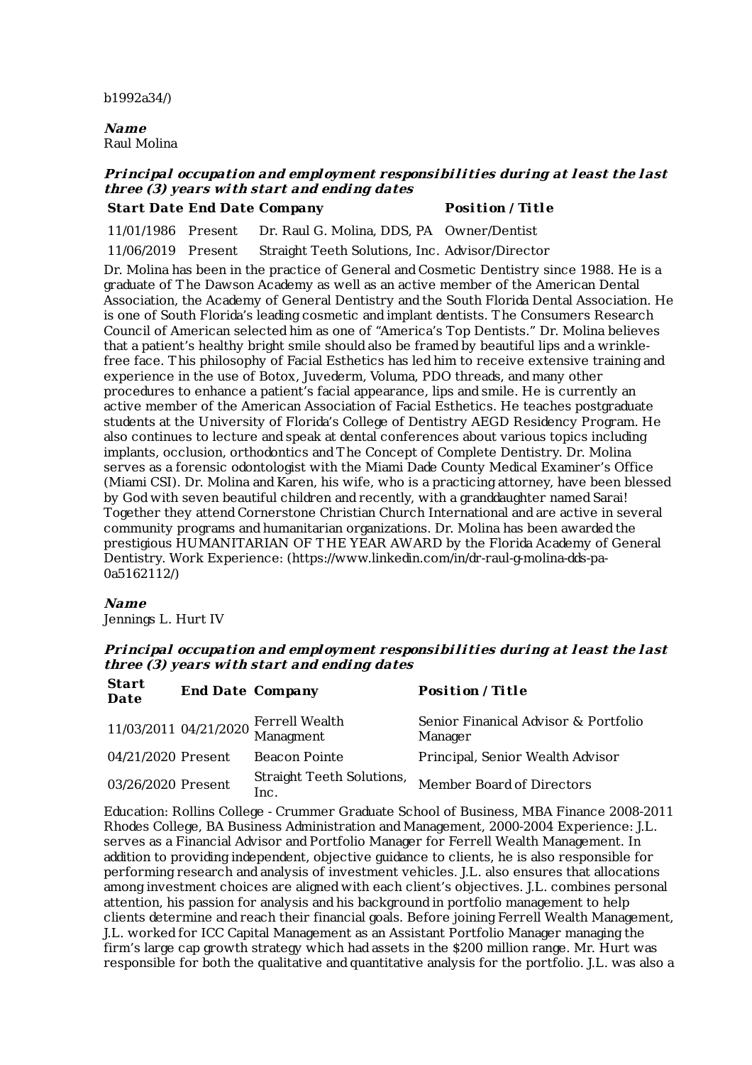b1992a34/)

***Name***
Raul Molina

***Principal occupation and employment responsibilities during at least the last three (3) years with start and ending dates***

| Start Date | End Date | Company | Position / Title |
|---|---|---|---|
| 11/01/1986 | Present | Dr. Raul G. Molina, DDS, PA | Owner/Dentist |
| 11/06/2019 | Present | Straight Teeth Solutions, Inc. | Advisor/Director |

Dr. Molina has been in the practice of General and Cosmetic Dentistry since 1988. He is a graduate of The Dawson Academy as well as an active member of the American Dental Association, the Academy of General Dentistry and the South Florida Dental Association. He is one of South Florida's leading cosmetic and implant dentists. The Consumers Research Council of American selected him as one of "America's Top Dentists." Dr. Molina believes that a patient's healthy bright smile should also be framed by beautiful lips and a wrinkle-free face. This philosophy of Facial Esthetics has led him to receive extensive training and experience in the use of Botox, Juvederm, Voluma, PDO threads, and many other procedures to enhance a patient's facial appearance, lips and smile. He is currently an active member of the American Association of Facial Esthetics. He teaches postgraduate students at the University of Florida's College of Dentistry AEGD Residency Program. He also continues to lecture and speak at dental conferences about various topics including implants, occlusion, orthodontics and The Concept of Complete Dentistry. Dr. Molina serves as a forensic odontologist with the Miami Dade County Medical Examiner's Office (Miami CSI). Dr. Molina and Karen, his wife, who is a practicing attorney, have been blessed by God with seven beautiful children and recently, with a granddaughter named Sarai! Together they attend Cornerstone Christian Church International and are active in several community programs and humanitarian organizations. Dr. Molina has been awarded the prestigious HUMANITARIAN OF THE YEAR AWARD by the Florida Academy of General Dentistry. Work Experience: (https://www.linkedin.com/in/dr-raul-g-molina-dds-pa-0a5162112/)

***Name***
Jennings L. Hurt IV

***Principal occupation and employment responsibilities during at least the last three (3) years with start and ending dates***

| Start Date | End Date | Company | Position / Title |
|---|---|---|---|
| 11/03/2011 | 04/21/2020 | Ferrell Wealth Managment | Senior Finanical Advisor & Portfolio Manager |
| 04/21/2020 | Present | Beacon Pointe | Principal, Senior Wealth Advisor |
| 03/26/2020 | Present | Straight Teeth Solutions, Inc. | Member Board of Directors |

Education: Rollins College - Crummer Graduate School of Business, MBA Finance 2008-2011 Rhodes College, BA Business Administration and Management, 2000-2004 Experience: J.L. serves as a Financial Advisor and Portfolio Manager for Ferrell Wealth Management. In addition to providing independent, objective guidance to clients, he is also responsible for performing research and analysis of investment vehicles. J.L. also ensures that allocations among investment choices are aligned with each client's objectives. J.L. combines personal attention, his passion for analysis and his background in portfolio management to help clients determine and reach their financial goals. Before joining Ferrell Wealth Management, J.L. worked for ICC Capital Management as an Assistant Portfolio Manager managing the firm's large cap growth strategy which had assets in the $200 million range. Mr. Hurt was responsible for both the qualitative and quantitative analysis for the portfolio. J.L. was also a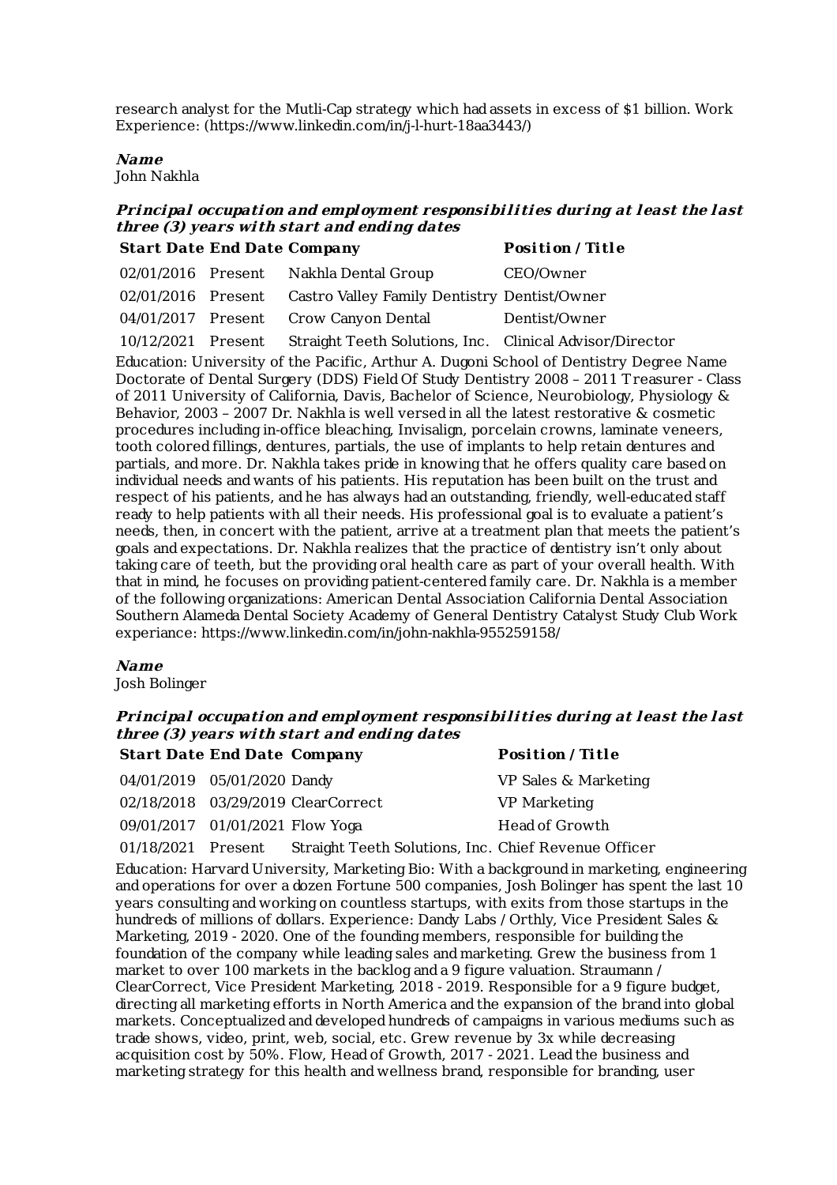research analyst for the Mutli-Cap strategy which had assets in excess of $1 billion. Work Experience: (https://www.linkedin.com/in/j-l-hurt-18aa3443/)

***Name***
John Nakhla

***Principal occupation and employment responsibilities during at least the last three (3) years with start and ending dates***

| Start Date | End Date | Company | Position / Title |
|---|---|---|---|
| 02/01/2016 | Present | Nakhla Dental Group | CEO/Owner |
| 02/01/2016 | Present | Castro Valley Family Dentistry | Dentist/Owner |
| 04/01/2017 | Present | Crow Canyon Dental | Dentist/Owner |
| 10/12/2021 | Present | Straight Teeth Solutions, Inc. | Clinical Advisor/Director |

Education: University of the Pacific, Arthur A. Dugoni School of Dentistry Degree Name Doctorate of Dental Surgery (DDS) Field Of Study Dentistry 2008 – 2011 Treasurer - Class of 2011 University of California, Davis, Bachelor of Science, Neurobiology, Physiology & Behavior, 2003 – 2007 Dr. Nakhla is well versed in all the latest restorative & cosmetic procedures including in-office bleaching, Invisalign, porcelain crowns, laminate veneers, tooth colored fillings, dentures, partials, the use of implants to help retain dentures and partials, and more. Dr. Nakhla takes pride in knowing that he offers quality care based on individual needs and wants of his patients. His reputation has been built on the trust and respect of his patients, and he has always had an outstanding, friendly, well-educated staff ready to help patients with all their needs. His professional goal is to evaluate a patient's needs, then, in concert with the patient, arrive at a treatment plan that meets the patient's goals and expectations. Dr. Nakhla realizes that the practice of dentistry isn't only about taking care of teeth, but the providing oral health care as part of your overall health. With that in mind, he focuses on providing patient-centered family care. Dr. Nakhla is a member of the following organizations: American Dental Association California Dental Association Southern Alameda Dental Society Academy of General Dentistry Catalyst Study Club Work experiance: https://www.linkedin.com/in/john-nakhla-955259158/

***Name***
Josh Bolinger

***Principal occupation and employment responsibilities during at least the last three (3) years with start and ending dates***

| Start Date | End Date | Company | Position / Title |
|---|---|---|---|
| 04/01/2019 | 05/01/2020 | Dandy | VP Sales & Marketing |
| 02/18/2018 | 03/29/2019 | ClearCorrect | VP Marketing |
| 09/01/2017 | 01/01/2021 | Flow Yoga | Head of Growth |
| 01/18/2021 | Present | Straight Teeth Solutions, Inc. | Chief Revenue Officer |

Education: Harvard University, Marketing Bio: With a background in marketing, engineering and operations for over a dozen Fortune 500 companies, Josh Bolinger has spent the last 10 years consulting and working on countless startups, with exits from those startups in the hundreds of millions of dollars. Experience: Dandy Labs / Orthly, Vice President Sales & Marketing, 2019 - 2020. One of the founding members, responsible for building the foundation of the company while leading sales and marketing. Grew the business from 1 market to over 100 markets in the backlog and a 9 figure valuation. Straumann / ClearCorrect, Vice President Marketing, 2018 - 2019. Responsible for a 9 figure budget, directing all marketing efforts in North America and the expansion of the brand into global markets. Conceptualized and developed hundreds of campaigns in various mediums such as trade shows, video, print, web, social, etc. Grew revenue by 3x while decreasing acquisition cost by 50%. Flow, Head of Growth, 2017 - 2021. Lead the business and marketing strategy for this health and wellness brand, responsible for branding, user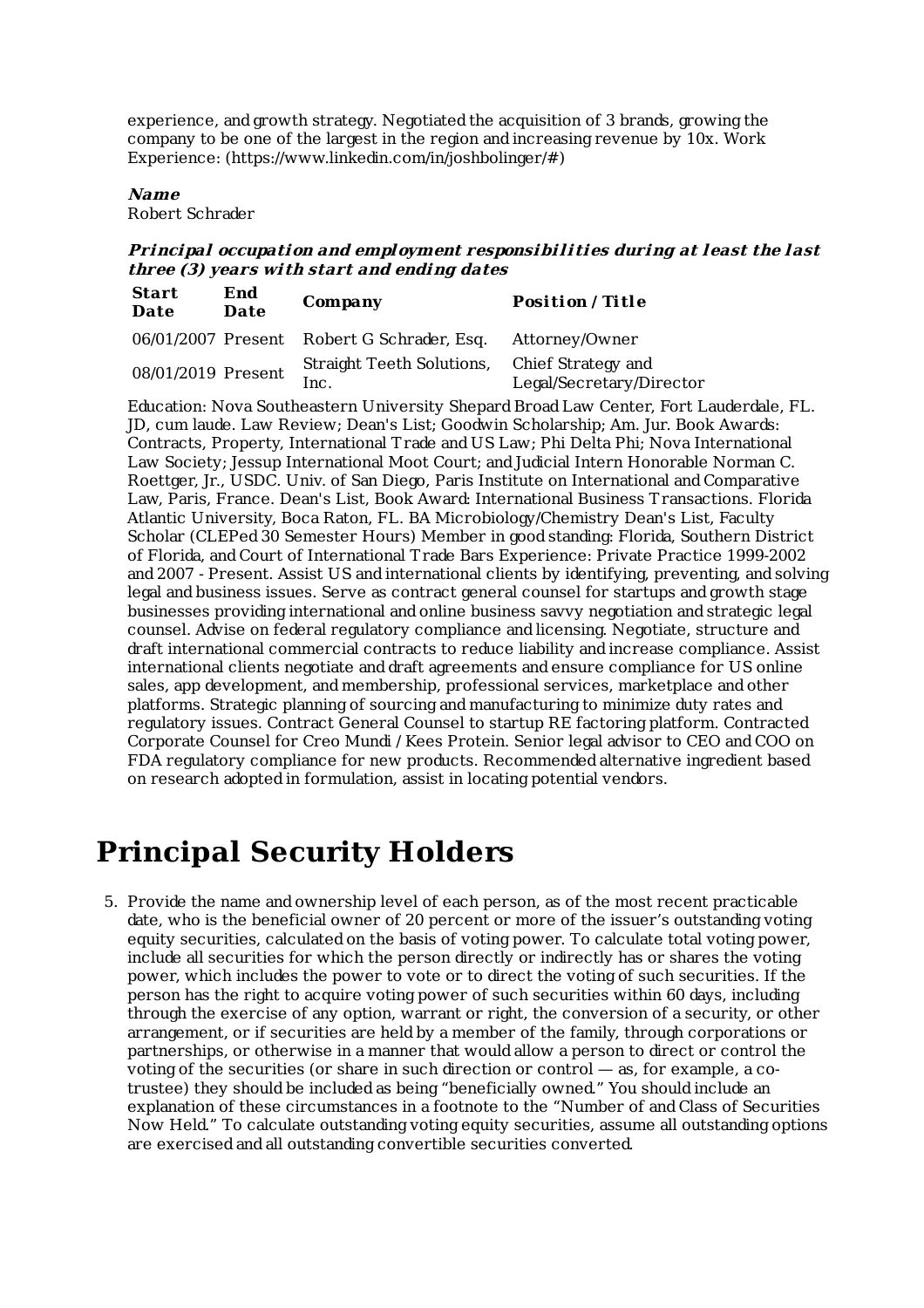experience, and growth strategy. Negotiated the acquisition of 3 brands, growing the company to be one of the largest in the region and increasing revenue by 10x. Work Experience: (https://www.linkedin.com/in/joshbolinger/#)

***Name***

Robert Schrader

***Principal occupation and employment responsibilities during at least the last three (3) years with start and ending dates***

| Start Date | End Date | Company | Position / Title |
|---|---|---|---|
| 06/01/2007 | Present | Robert G Schrader, Esq. | Attorney/Owner |
| 08/01/2019 | Present | Straight Teeth Solutions, Inc. | Chief Strategy and Legal/Secretary/Director |

Education: Nova Southeastern University Shepard Broad Law Center, Fort Lauderdale, FL. JD, cum laude. Law Review; Dean's List; Goodwin Scholarship; Am. Jur. Book Awards: Contracts, Property, International Trade and US Law; Phi Delta Phi; Nova International Law Society; Jessup International Moot Court; and Judicial Intern Honorable Norman C. Roettger, Jr., USDC. Univ. of San Diego, Paris Institute on International and Comparative Law, Paris, France. Dean's List, Book Award: International Business Transactions. Florida Atlantic University, Boca Raton, FL. BA Microbiology/Chemistry Dean's List, Faculty Scholar (CLEPed 30 Semester Hours) Member in good standing: Florida, Southern District of Florida, and Court of International Trade Bars Experience: Private Practice 1999-2002 and 2007 - Present. Assist US and international clients by identifying, preventing, and solving legal and business issues. Serve as contract general counsel for startups and growth stage businesses providing international and online business savvy negotiation and strategic legal counsel. Advise on federal regulatory compliance and licensing. Negotiate, structure and draft international commercial contracts to reduce liability and increase compliance. Assist international clients negotiate and draft agreements and ensure compliance for US online sales, app development, and membership, professional services, marketplace and other platforms. Strategic planning of sourcing and manufacturing to minimize duty rates and regulatory issues. Contract General Counsel to startup RE factoring platform. Contracted Corporate Counsel for Creo Mundi / Kees Protein. Senior legal advisor to CEO and COO on FDA regulatory compliance for new products. Recommended alternative ingredient based on research adopted in formulation, assist in locating potential vendors.

# Principal Security Holders

5. Provide the name and ownership level of each person, as of the most recent practicable date, who is the beneficial owner of 20 percent or more of the issuer's outstanding voting equity securities, calculated on the basis of voting power. To calculate total voting power, include all securities for which the person directly or indirectly has or shares the voting power, which includes the power to vote or to direct the voting of such securities. If the person has the right to acquire voting power of such securities within 60 days, including through the exercise of any option, warrant or right, the conversion of a security, or other arrangement, or if securities are held by a member of the family, through corporations or partnerships, or otherwise in a manner that would allow a person to direct or control the voting of the securities (or share in such direction or control — as, for example, a co-trustee) they should be included as being "beneficially owned." You should include an explanation of these circumstances in a footnote to the "Number of and Class of Securities Now Held." To calculate outstanding voting equity securities, assume all outstanding options are exercised and all outstanding convertible securities converted.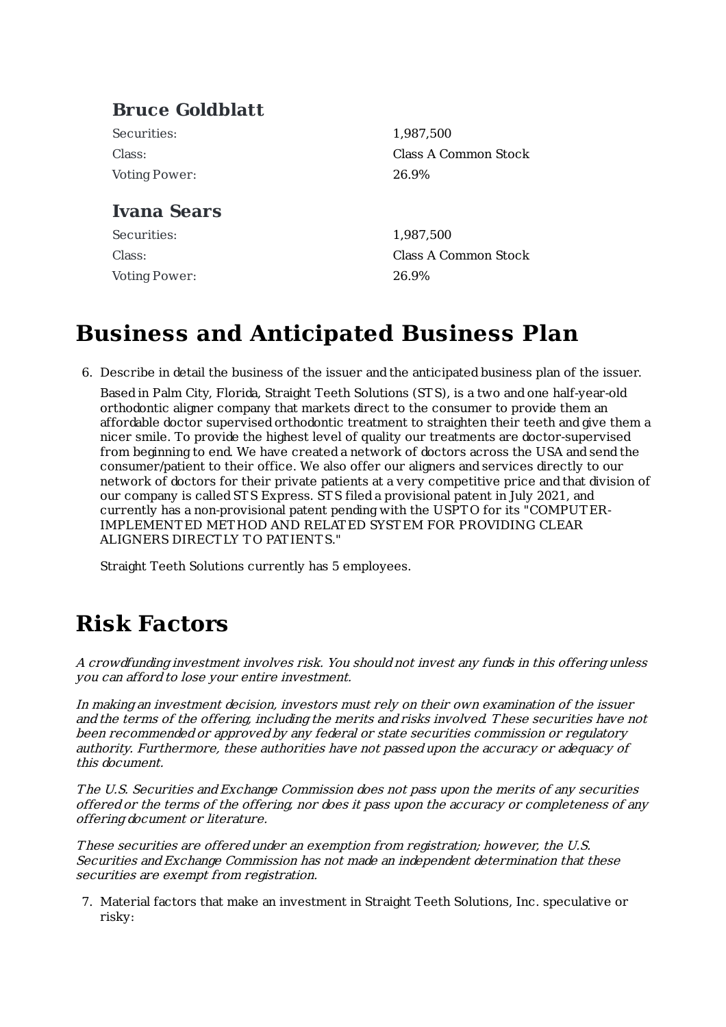### Bruce Goldblatt

| | |
|---|---|
| Securities: | 1,987,500 |
| Class: | Class A Common Stock |
| Voting Power: | 26.9% |

### Ivana Sears

| | |
|---|---|
| Securities: | 1,987,500 |
| Class: | Class A Common Stock |
| Voting Power: | 26.9% |

# Business and Anticipated Business Plan

6. Describe in detail the business of the issuer and the anticipated business plan of the issuer.

   Based in Palm City, Florida, Straight Teeth Solutions (STS), is a two and one half-year-old orthodontic aligner company that markets direct to the consumer to provide them an affordable doctor supervised orthodontic treatment to straighten their teeth and give them a nicer smile. To provide the highest level of quality our treatments are doctor-supervised from beginning to end. We have created a network of doctors across the USA and send the consumer/patient to their office. We also offer our aligners and services directly to our network of doctors for their private patients at a very competitive price and that division of our company is called STS Express. STS filed a provisional patent in July 2021, and currently has a non-provisional patent pending with the USPTO for its "COMPUTER-IMPLEMENTED METHOD AND RELATED SYSTEM FOR PROVIDING CLEAR ALIGNERS DIRECTLY TO PATIENTS."

   Straight Teeth Solutions currently has 5 employees.

# Risk Factors

*A crowdfunding investment involves risk. You should not invest any funds in this offering unless you can afford to lose your entire investment.*

*In making an investment decision, investors must rely on their own examination of the issuer and the terms of the offering, including the merits and risks involved. These securities have not been recommended or approved by any federal or state securities commission or regulatory authority. Furthermore, these authorities have not passed upon the accuracy or adequacy of this document.*

*The U.S. Securities and Exchange Commission does not pass upon the merits of any securities offered or the terms of the offering, nor does it pass upon the accuracy or completeness of any offering document or literature.*

*These securities are offered under an exemption from registration; however, the U.S. Securities and Exchange Commission has not made an independent determination that these securities are exempt from registration.*

7. Material factors that make an investment in Straight Teeth Solutions, Inc. speculative or risky: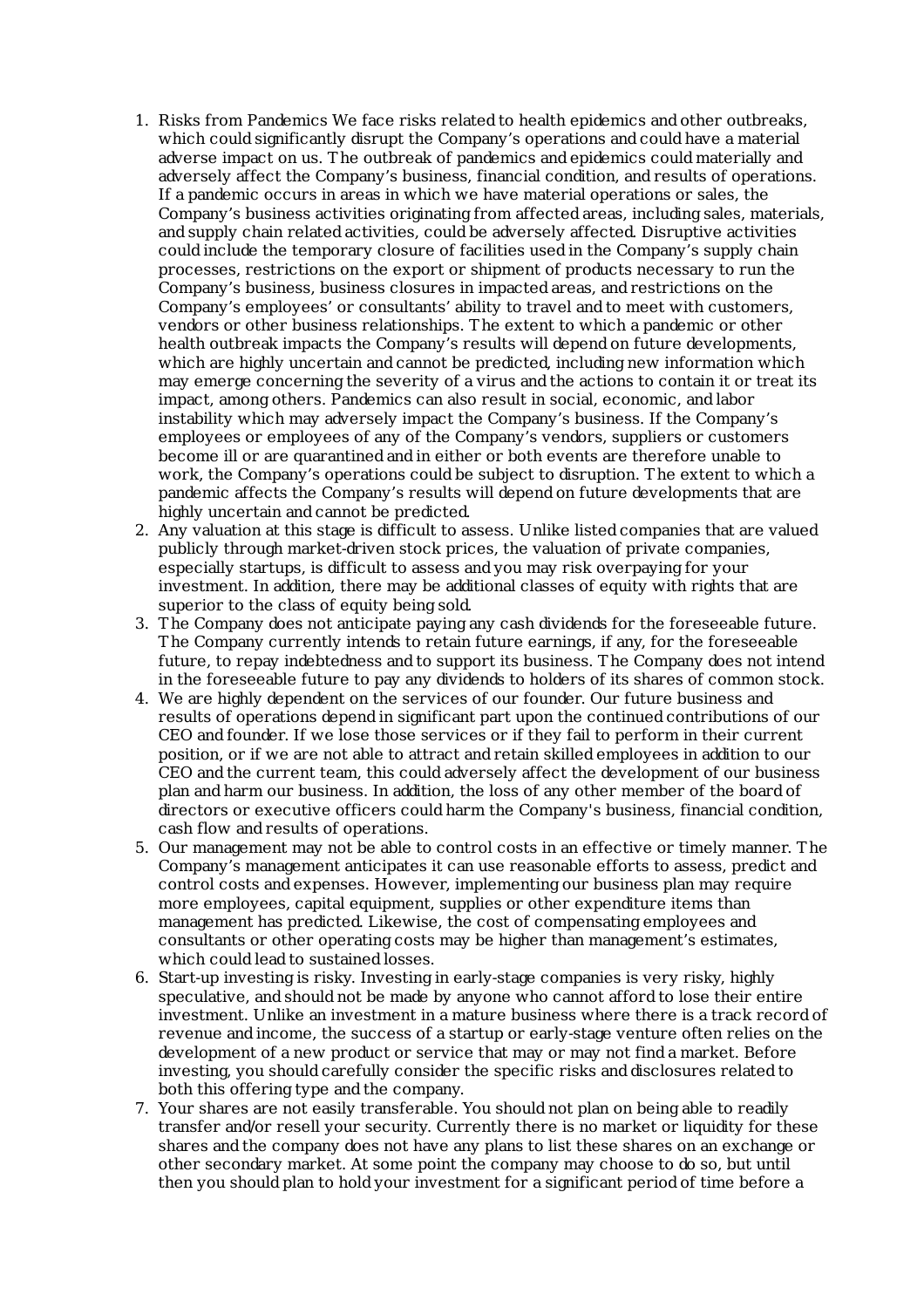1. Risks from Pandemics We face risks related to health epidemics and other outbreaks, which could significantly disrupt the Company's operations and could have a material adverse impact on us. The outbreak of pandemics and epidemics could materially and adversely affect the Company's business, financial condition, and results of operations. If a pandemic occurs in areas in which we have material operations or sales, the Company's business activities originating from affected areas, including sales, materials, and supply chain related activities, could be adversely affected. Disruptive activities could include the temporary closure of facilities used in the Company's supply chain processes, restrictions on the export or shipment of products necessary to run the Company's business, business closures in impacted areas, and restrictions on the Company's employees' or consultants' ability to travel and to meet with customers, vendors or other business relationships. The extent to which a pandemic or other health outbreak impacts the Company's results will depend on future developments, which are highly uncertain and cannot be predicted, including new information which may emerge concerning the severity of a virus and the actions to contain it or treat its impact, among others. Pandemics can also result in social, economic, and labor instability which may adversely impact the Company's business. If the Company's employees or employees of any of the Company's vendors, suppliers or customers become ill or are quarantined and in either or both events are therefore unable to work, the Company's operations could be subject to disruption. The extent to which a pandemic affects the Company's results will depend on future developments that are highly uncertain and cannot be predicted.
2. Any valuation at this stage is difficult to assess. Unlike listed companies that are valued publicly through market-driven stock prices, the valuation of private companies, especially startups, is difficult to assess and you may risk overpaying for your investment. In addition, there may be additional classes of equity with rights that are superior to the class of equity being sold.
3. The Company does not anticipate paying any cash dividends for the foreseeable future. The Company currently intends to retain future earnings, if any, for the foreseeable future, to repay indebtedness and to support its business. The Company does not intend in the foreseeable future to pay any dividends to holders of its shares of common stock.
4. We are highly dependent on the services of our founder. Our future business and results of operations depend in significant part upon the continued contributions of our CEO and founder. If we lose those services or if they fail to perform in their current position, or if we are not able to attract and retain skilled employees in addition to our CEO and the current team, this could adversely affect the development of our business plan and harm our business. In addition, the loss of any other member of the board of directors or executive officers could harm the Company's business, financial condition, cash flow and results of operations.
5. Our management may not be able to control costs in an effective or timely manner. The Company's management anticipates it can use reasonable efforts to assess, predict and control costs and expenses. However, implementing our business plan may require more employees, capital equipment, supplies or other expenditure items than management has predicted. Likewise, the cost of compensating employees and consultants or other operating costs may be higher than management's estimates, which could lead to sustained losses.
6. Start-up investing is risky. Investing in early-stage companies is very risky, highly speculative, and should not be made by anyone who cannot afford to lose their entire investment. Unlike an investment in a mature business where there is a track record of revenue and income, the success of a startup or early-stage venture often relies on the development of a new product or service that may or may not find a market. Before investing, you should carefully consider the specific risks and disclosures related to both this offering type and the company.
7. Your shares are not easily transferable. You should not plan on being able to readily transfer and/or resell your security. Currently there is no market or liquidity for these shares and the company does not have any plans to list these shares on an exchange or other secondary market. At some point the company may choose to do so, but until then you should plan to hold your investment for a significant period of time before a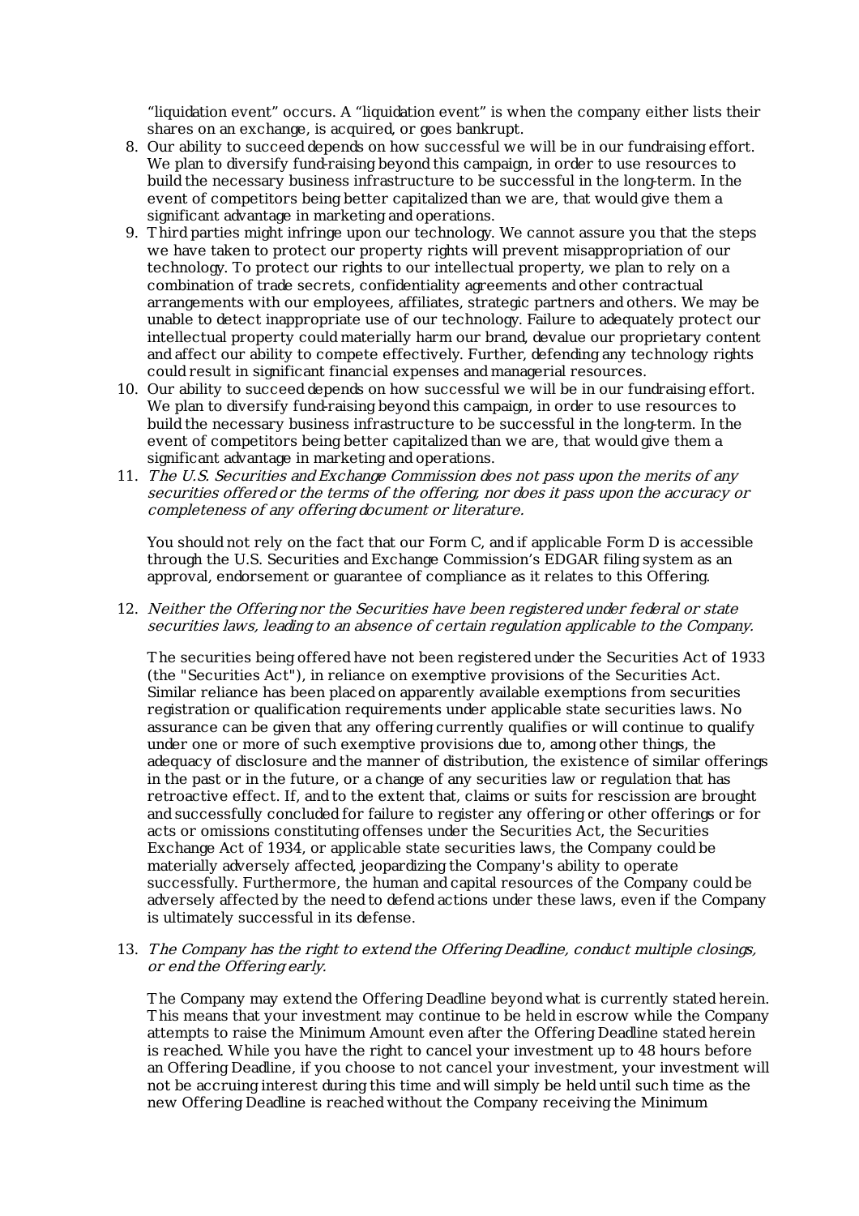"liquidation event" occurs. A "liquidation event" is when the company either lists their shares on an exchange, is acquired, or goes bankrupt.

8. Our ability to succeed depends on how successful we will be in our fundraising effort. We plan to diversify fund-raising beyond this campaign, in order to use resources to build the necessary business infrastructure to be successful in the long-term. In the event of competitors being better capitalized than we are, that would give them a significant advantage in marketing and operations.
9. Third parties might infringe upon our technology. We cannot assure you that the steps we have taken to protect our property rights will prevent misappropriation of our technology. To protect our rights to our intellectual property, we plan to rely on a combination of trade secrets, confidentiality agreements and other contractual arrangements with our employees, affiliates, strategic partners and others. We may be unable to detect inappropriate use of our technology. Failure to adequately protect our intellectual property could materially harm our brand, devalue our proprietary content and affect our ability to compete effectively. Further, defending any technology rights could result in significant financial expenses and managerial resources.
10. Our ability to succeed depends on how successful we will be in our fundraising effort. We plan to diversify fund-raising beyond this campaign, in order to use resources to build the necessary business infrastructure to be successful in the long-term. In the event of competitors being better capitalized than we are, that would give them a significant advantage in marketing and operations.
11. *The U.S. Securities and Exchange Commission does not pass upon the merits of any securities offered or the terms of the offering, nor does it pass upon the accuracy or completeness of any offering document or literature.*

    You should not rely on the fact that our Form C, and if applicable Form D is accessible through the U.S. Securities and Exchange Commission's EDGAR filing system as an approval, endorsement or guarantee of compliance as it relates to this Offering.

12. *Neither the Offering nor the Securities have been registered under federal or state securities laws, leading to an absence of certain regulation applicable to the Company.*

    The securities being offered have not been registered under the Securities Act of 1933 (the "Securities Act"), in reliance on exemptive provisions of the Securities Act. Similar reliance has been placed on apparently available exemptions from securities registration or qualification requirements under applicable state securities laws. No assurance can be given that any offering currently qualifies or will continue to qualify under one or more of such exemptive provisions due to, among other things, the adequacy of disclosure and the manner of distribution, the existence of similar offerings in the past or in the future, or a change of any securities law or regulation that has retroactive effect. If, and to the extent that, claims or suits for rescission are brought and successfully concluded for failure to register any offering or other offerings or for acts or omissions constituting offenses under the Securities Act, the Securities Exchange Act of 1934, or applicable state securities laws, the Company could be materially adversely affected, jeopardizing the Company's ability to operate successfully. Furthermore, the human and capital resources of the Company could be adversely affected by the need to defend actions under these laws, even if the Company is ultimately successful in its defense.

13. *The Company has the right to extend the Offering Deadline, conduct multiple closings, or end the Offering early.*

    The Company may extend the Offering Deadline beyond what is currently stated herein. This means that your investment may continue to be held in escrow while the Company attempts to raise the Minimum Amount even after the Offering Deadline stated herein is reached. While you have the right to cancel your investment up to 48 hours before an Offering Deadline, if you choose to not cancel your investment, your investment will not be accruing interest during this time and will simply be held until such time as the new Offering Deadline is reached without the Company receiving the Minimum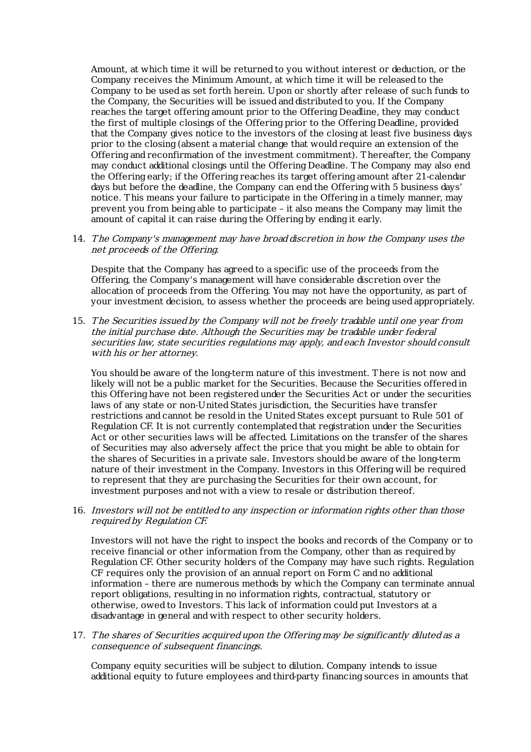Amount, at which time it will be returned to you without interest or deduction, or the Company receives the Minimum Amount, at which time it will be released to the Company to be used as set forth herein. Upon or shortly after release of such funds to the Company, the Securities will be issued and distributed to you. If the Company reaches the target offering amount prior to the Offering Deadline, they may conduct the first of multiple closings of the Offering prior to the Offering Deadline, provided that the Company gives notice to the investors of the closing at least five business days prior to the closing (absent a material change that would require an extension of the Offering and reconfirmation of the investment commitment). Thereafter, the Company may conduct additional closings until the Offering Deadline. The Company may also end the Offering early; if the Offering reaches its target offering amount after 21-calendar days but before the deadline, the Company can end the Offering with 5 business days' notice. This means your failure to participate in the Offering in a timely manner, may prevent you from being able to participate – it also means the Company may limit the amount of capital it can raise during the Offering by ending it early.

14. *The Company's management may have broad discretion in how the Company uses the net proceeds of the Offering.*

    Despite that the Company has agreed to a specific use of the proceeds from the Offering, the Company's management will have considerable discretion over the allocation of proceeds from the Offering. You may not have the opportunity, as part of your investment decision, to assess whether the proceeds are being used appropriately.

15. *The Securities issued by the Company will not be freely tradable until one year from the initial purchase date. Although the Securities may be tradable under federal securities law, state securities regulations may apply, and each Investor should consult with his or her attorney.*

    You should be aware of the long-term nature of this investment. There is not now and likely will not be a public market for the Securities. Because the Securities offered in this Offering have not been registered under the Securities Act or under the securities laws of any state or non-United States jurisdiction, the Securities have transfer restrictions and cannot be resold in the United States except pursuant to Rule 501 of Regulation CF. It is not currently contemplated that registration under the Securities Act or other securities laws will be affected. Limitations on the transfer of the shares of Securities may also adversely affect the price that you might be able to obtain for the shares of Securities in a private sale. Investors should be aware of the long-term nature of their investment in the Company. Investors in this Offering will be required to represent that they are purchasing the Securities for their own account, for investment purposes and not with a view to resale or distribution thereof.

16. *Investors will not be entitled to any inspection or information rights other than those required by Regulation CF.*

    Investors will not have the right to inspect the books and records of the Company or to receive financial or other information from the Company, other than as required by Regulation CF. Other security holders of the Company may have such rights. Regulation CF requires only the provision of an annual report on Form C and no additional information – there are numerous methods by which the Company can terminate annual report obligations, resulting in no information rights, contractual, statutory or otherwise, owed to Investors. This lack of information could put Investors at a disadvantage in general and with respect to other security holders.

17. *The shares of Securities acquired upon the Offering may be significantly diluted as a consequence of subsequent financings.*

    Company equity securities will be subject to dilution. Company intends to issue additional equity to future employees and third-party financing sources in amounts that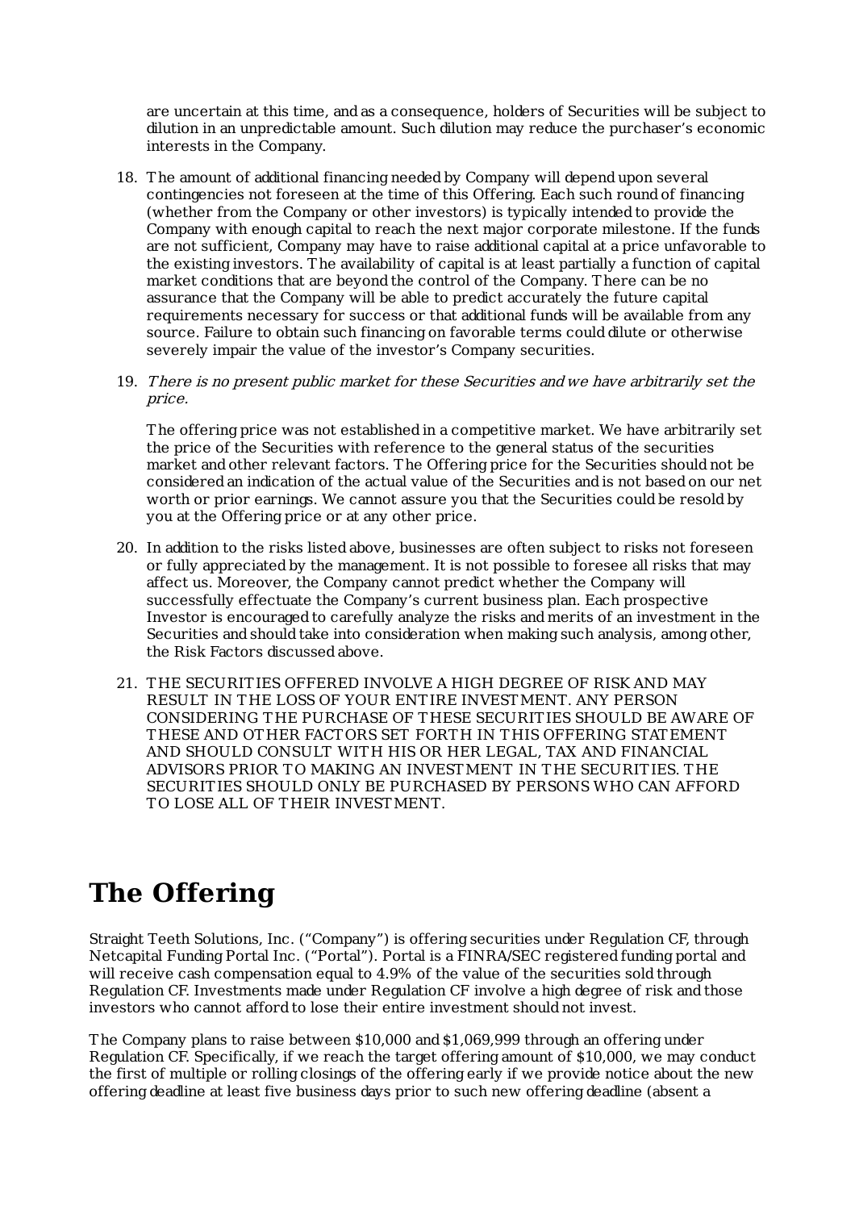are uncertain at this time, and as a consequence, holders of Securities will be subject to dilution in an unpredictable amount. Such dilution may reduce the purchaser's economic interests in the Company.

18. The amount of additional financing needed by Company will depend upon several contingencies not foreseen at the time of this Offering. Each such round of financing (whether from the Company or other investors) is typically intended to provide the Company with enough capital to reach the next major corporate milestone. If the funds are not sufficient, Company may have to raise additional capital at a price unfavorable to the existing investors. The availability of capital is at least partially a function of capital market conditions that are beyond the control of the Company. There can be no assurance that the Company will be able to predict accurately the future capital requirements necessary for success or that additional funds will be available from any source. Failure to obtain such financing on favorable terms could dilute or otherwise severely impair the value of the investor's Company securities.

19. *There is no present public market for these Securities and we have arbitrarily set the price.*

    The offering price was not established in a competitive market. We have arbitrarily set the price of the Securities with reference to the general status of the securities market and other relevant factors. The Offering price for the Securities should not be considered an indication of the actual value of the Securities and is not based on our net worth or prior earnings. We cannot assure you that the Securities could be resold by you at the Offering price or at any other price.

20. In addition to the risks listed above, businesses are often subject to risks not foreseen or fully appreciated by the management. It is not possible to foresee all risks that may affect us. Moreover, the Company cannot predict whether the Company will successfully effectuate the Company's current business plan. Each prospective Investor is encouraged to carefully analyze the risks and merits of an investment in the Securities and should take into consideration when making such analysis, among other, the Risk Factors discussed above.

21. THE SECURITIES OFFERED INVOLVE A HIGH DEGREE OF RISK AND MAY RESULT IN THE LOSS OF YOUR ENTIRE INVESTMENT. ANY PERSON CONSIDERING THE PURCHASE OF THESE SECURITIES SHOULD BE AWARE OF THESE AND OTHER FACTORS SET FORTH IN THIS OFFERING STATEMENT AND SHOULD CONSULT WITH HIS OR HER LEGAL, TAX AND FINANCIAL ADVISORS PRIOR TO MAKING AN INVESTMENT IN THE SECURITIES. THE SECURITIES SHOULD ONLY BE PURCHASED BY PERSONS WHO CAN AFFORD TO LOSE ALL OF THEIR INVESTMENT.

# The Offering

Straight Teeth Solutions, Inc. ("Company") is offering securities under Regulation CF, through Netcapital Funding Portal Inc. ("Portal"). Portal is a FINRA/SEC registered funding portal and will receive cash compensation equal to 4.9% of the value of the securities sold through Regulation CF. Investments made under Regulation CF involve a high degree of risk and those investors who cannot afford to lose their entire investment should not invest.

The Company plans to raise between $10,000 and $1,069,999 through an offering under Regulation CF. Specifically, if we reach the target offering amount of $10,000, we may conduct the first of multiple or rolling closings of the offering early if we provide notice about the new offering deadline at least five business days prior to such new offering deadline (absent a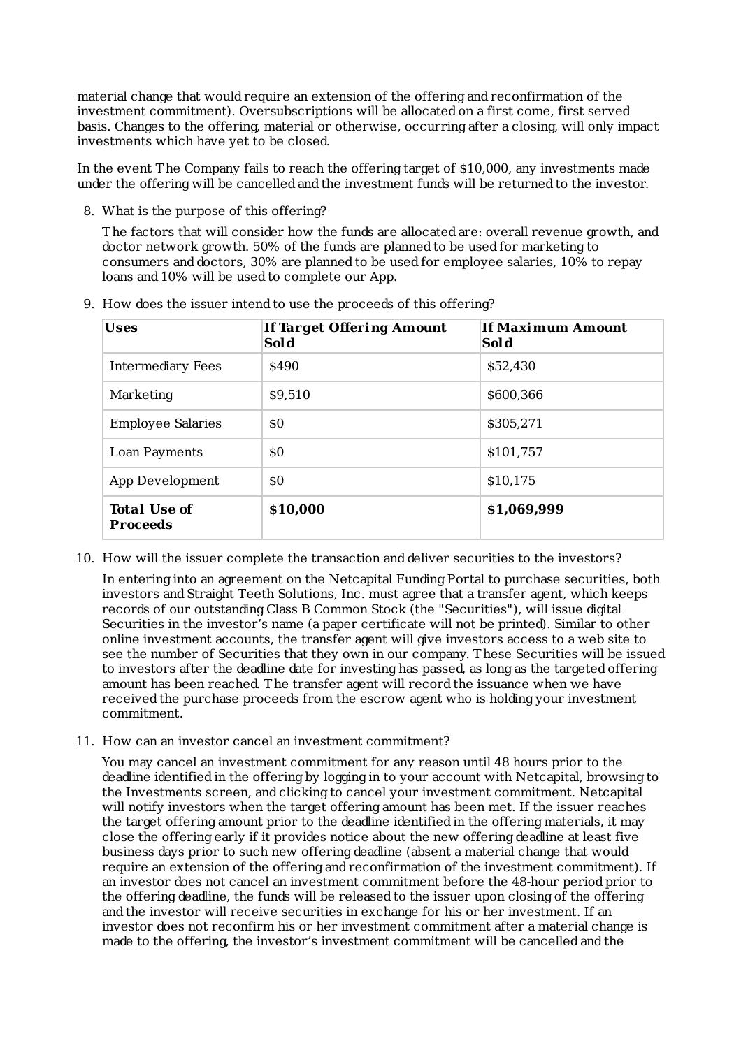material change that would require an extension of the offering and reconfirmation of the investment commitment). Oversubscriptions will be allocated on a first come, first served basis. Changes to the offering, material or otherwise, occurring after a closing, will only impact investments which have yet to be closed.

In the event The Company fails to reach the offering target of $10,000, any investments made under the offering will be cancelled and the investment funds will be returned to the investor.

8. What is the purpose of this offering?

   The factors that will consider how the funds are allocated are: overall revenue growth, and doctor network growth. 50% of the funds are planned to be used for marketing to consumers and doctors, 30% are planned to be used for employee salaries, 10% to repay loans and 10% will be used to complete our App.

9. How does the issuer intend to use the proceeds of this offering?

| Uses | If Target Offering Amount Sold | If Maximum Amount Sold |
|---|---|---|
| Intermediary Fees | $490 | $52,430 |
| Marketing | $9,510 | $600,366 |
| Employee Salaries | $0 | $305,271 |
| Loan Payments | $0 | $101,757 |
| App Development | $0 | $10,175 |
| **Total Use of Proceeds** | **$10,000** | **$1,069,999** |

10. How will the issuer complete the transaction and deliver securities to the investors?

    In entering into an agreement on the Netcapital Funding Portal to purchase securities, both investors and Straight Teeth Solutions, Inc. must agree that a transfer agent, which keeps records of our outstanding Class B Common Stock (the "Securities"), will issue digital Securities in the investor's name (a paper certificate will not be printed). Similar to other online investment accounts, the transfer agent will give investors access to a web site to see the number of Securities that they own in our company. These Securities will be issued to investors after the deadline date for investing has passed, as long as the targeted offering amount has been reached. The transfer agent will record the issuance when we have received the purchase proceeds from the escrow agent who is holding your investment commitment.

11. How can an investor cancel an investment commitment?

    You may cancel an investment commitment for any reason until 48 hours prior to the deadline identified in the offering by logging in to your account with Netcapital, browsing to the Investments screen, and clicking to cancel your investment commitment. Netcapital will notify investors when the target offering amount has been met. If the issuer reaches the target offering amount prior to the deadline identified in the offering materials, it may close the offering early if it provides notice about the new offering deadline at least five business days prior to such new offering deadline (absent a material change that would require an extension of the offering and reconfirmation of the investment commitment). If an investor does not cancel an investment commitment before the 48-hour period prior to the offering deadline, the funds will be released to the issuer upon closing of the offering and the investor will receive securities in exchange for his or her investment. If an investor does not reconfirm his or her investment commitment after a material change is made to the offering, the investor's investment commitment will be cancelled and the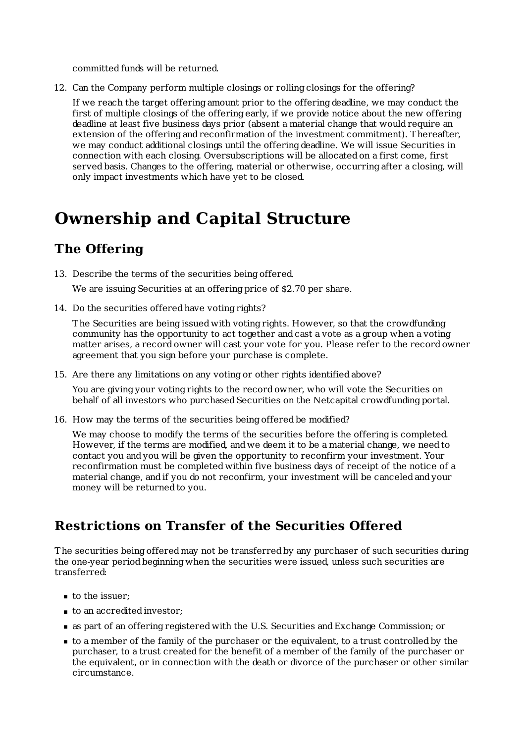committed funds will be returned.

12. Can the Company perform multiple closings or rolling closings for the offering?

    If we reach the target offering amount prior to the offering deadline, we may conduct the first of multiple closings of the offering early, if we provide notice about the new offering deadline at least five business days prior (absent a material change that would require an extension of the offering and reconfirmation of the investment commitment). Thereafter, we may conduct additional closings until the offering deadline. We will issue Securities in connection with each closing. Oversubscriptions will be allocated on a first come, first served basis. Changes to the offering, material or otherwise, occurring after a closing, will only impact investments which have yet to be closed.

# Ownership and Capital Structure

## The Offering

13. Describe the terms of the securities being offered.

    We are issuing Securities at an offering price of $2.70 per share.

14. Do the securities offered have voting rights?

    The Securities are being issued with voting rights. However, so that the crowdfunding community has the opportunity to act together and cast a vote as a group when a voting matter arises, a record owner will cast your vote for you. Please refer to the record owner agreement that you sign before your purchase is complete.

15. Are there any limitations on any voting or other rights identified above?

    You are giving your voting rights to the record owner, who will vote the Securities on behalf of all investors who purchased Securities on the Netcapital crowdfunding portal.

16. How may the terms of the securities being offered be modified?

    We may choose to modify the terms of the securities before the offering is completed. However, if the terms are modified, and we deem it to be a material change, we need to contact you and you will be given the opportunity to reconfirm your investment. Your reconfirmation must be completed within five business days of receipt of the notice of a material change, and if you do not reconfirm, your investment will be canceled and your money will be returned to you.

## Restrictions on Transfer of the Securities Offered

The securities being offered may not be transferred by any purchaser of such securities during the one-year period beginning when the securities were issued, unless such securities are transferred:

- to the issuer;
- to an accredited investor;
- as part of an offering registered with the U.S. Securities and Exchange Commission; or
- to a member of the family of the purchaser or the equivalent, to a trust controlled by the purchaser, to a trust created for the benefit of a member of the family of the purchaser or the equivalent, or in connection with the death or divorce of the purchaser or other similar circumstance.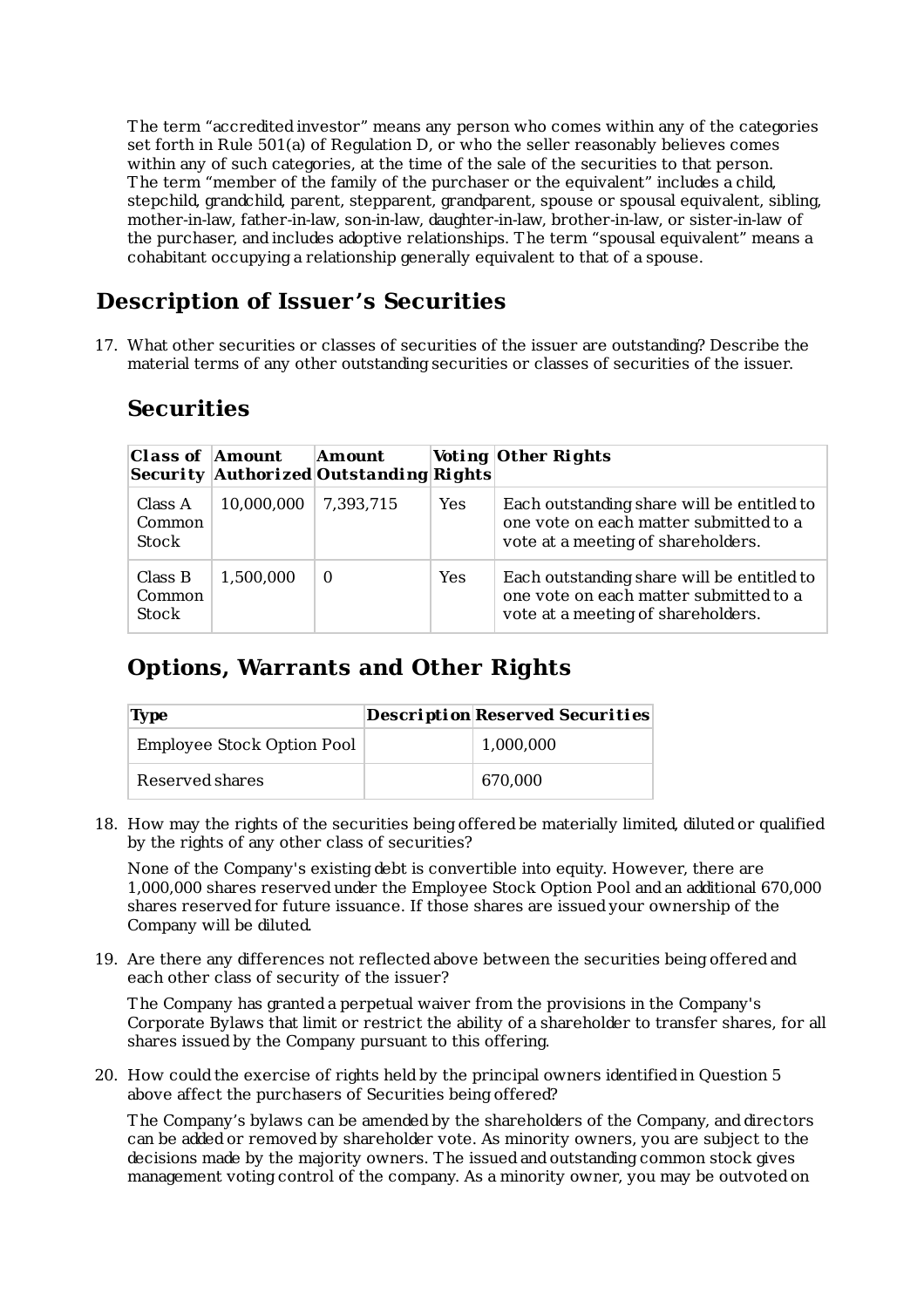The term "accredited investor" means any person who comes within any of the categories set forth in Rule 501(a) of Regulation D, or who the seller reasonably believes comes within any of such categories, at the time of the sale of the securities to that person. The term "member of the family of the purchaser or the equivalent" includes a child, stepchild, grandchild, parent, stepparent, grandparent, spouse or spousal equivalent, sibling, mother-in-law, father-in-law, son-in-law, daughter-in-law, brother-in-law, or sister-in-law of the purchaser, and includes adoptive relationships. The term "spousal equivalent" means a cohabitant occupying a relationship generally equivalent to that of a spouse.

## Description of Issuer's Securities

17. What other securities or classes of securities of the issuer are outstanding? Describe the material terms of any other outstanding securities or classes of securities of the issuer.

### Securities

| Class of Security | Amount Authorized | Amount Outstanding | Voting Rights | Other Rights |
|---|---|---|---|---|
| Class A Common Stock | 10,000,000 | 7,393,715 | Yes | Each outstanding share will be entitled to one vote on each matter submitted to a vote at a meeting of shareholders. |
| Class B Common Stock | 1,500,000 | 0 | Yes | Each outstanding share will be entitled to one vote on each matter submitted to a vote at a meeting of shareholders. |

### Options, Warrants and Other Rights

| Type | Description | Reserved Securities |
|---|---|---|
| Employee Stock Option Pool | | 1,000,000 |
| Reserved shares | | 670,000 |

18. How may the rights of the securities being offered be materially limited, diluted or qualified by the rights of any other class of securities?

    None of the Company's existing debt is convertible into equity. However, there are 1,000,000 shares reserved under the Employee Stock Option Pool and an additional 670,000 shares reserved for future issuance. If those shares are issued your ownership of the Company will be diluted.

19. Are there any differences not reflected above between the securities being offered and each other class of security of the issuer?

    The Company has granted a perpetual waiver from the provisions in the Company's Corporate Bylaws that limit or restrict the ability of a shareholder to transfer shares, for all shares issued by the Company pursuant to this offering.

20. How could the exercise of rights held by the principal owners identified in Question 5 above affect the purchasers of Securities being offered?

    The Company's bylaws can be amended by the shareholders of the Company, and directors can be added or removed by shareholder vote. As minority owners, you are subject to the decisions made by the majority owners. The issued and outstanding common stock gives management voting control of the company. As a minority owner, you may be outvoted on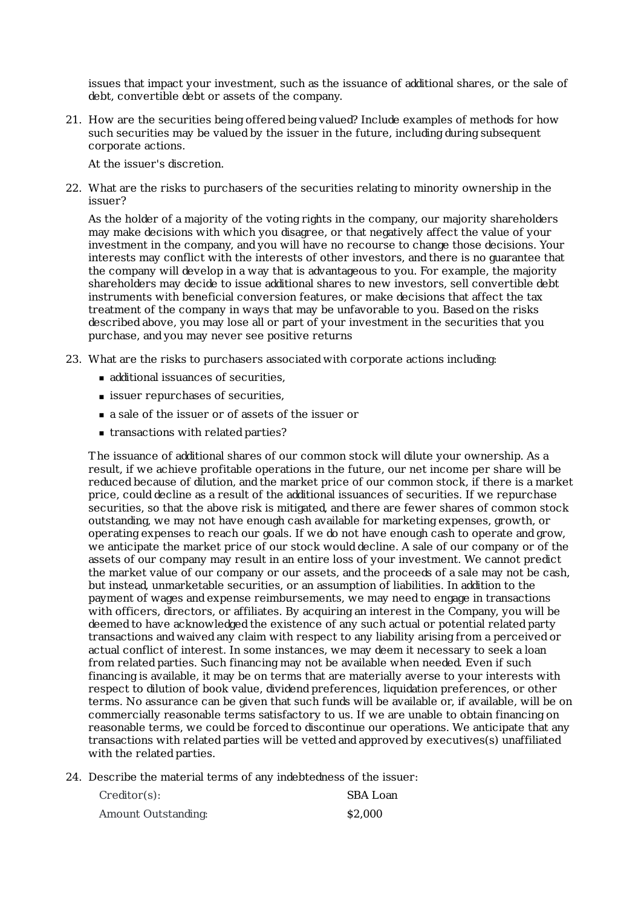issues that impact your investment, such as the issuance of additional shares, or the sale of debt, convertible debt or assets of the company.

21. How are the securities being offered being valued? Include examples of methods for how such securities may be valued by the issuer in the future, including during subsequent corporate actions.

    At the issuer's discretion.

22. What are the risks to purchasers of the securities relating to minority ownership in the issuer?

    As the holder of a majority of the voting rights in the company, our majority shareholders may make decisions with which you disagree, or that negatively affect the value of your investment in the company, and you will have no recourse to change those decisions. Your interests may conflict with the interests of other investors, and there is no guarantee that the company will develop in a way that is advantageous to you. For example, the majority shareholders may decide to issue additional shares to new investors, sell convertible debt instruments with beneficial conversion features, or make decisions that affect the tax treatment of the company in ways that may be unfavorable to you. Based on the risks described above, you may lose all or part of your investment in the securities that you purchase, and you may never see positive returns

23. What are the risks to purchasers associated with corporate actions including:

    - additional issuances of securities,
    - issuer repurchases of securities,
    - a sale of the issuer or of assets of the issuer or
    - transactions with related parties?

    The issuance of additional shares of our common stock will dilute your ownership. As a result, if we achieve profitable operations in the future, our net income per share will be reduced because of dilution, and the market price of our common stock, if there is a market price, could decline as a result of the additional issuances of securities. If we repurchase securities, so that the above risk is mitigated, and there are fewer shares of common stock outstanding, we may not have enough cash available for marketing expenses, growth, or operating expenses to reach our goals. If we do not have enough cash to operate and grow, we anticipate the market price of our stock would decline. A sale of our company or of the assets of our company may result in an entire loss of your investment. We cannot predict the market value of our company or our assets, and the proceeds of a sale may not be cash, but instead, unmarketable securities, or an assumption of liabilities. In addition to the payment of wages and expense reimbursements, we may need to engage in transactions with officers, directors, or affiliates. By acquiring an interest in the Company, you will be deemed to have acknowledged the existence of any such actual or potential related party transactions and waived any claim with respect to any liability arising from a perceived or actual conflict of interest. In some instances, we may deem it necessary to seek a loan from related parties. Such financing may not be available when needed. Even if such financing is available, it may be on terms that are materially averse to your interests with respect to dilution of book value, dividend preferences, liquidation preferences, or other terms. No assurance can be given that such funds will be available or, if available, will be on commercially reasonable terms satisfactory to us. If we are unable to obtain financing on reasonable terms, we could be forced to discontinue our operations. We anticipate that any transactions with related parties will be vetted and approved by executives(s) unaffiliated with the related parties.

24. Describe the material terms of any indebtedness of the issuer:

| | |
|---|---|
| Creditor(s): | SBA Loan |
| Amount Outstanding: | $2,000 |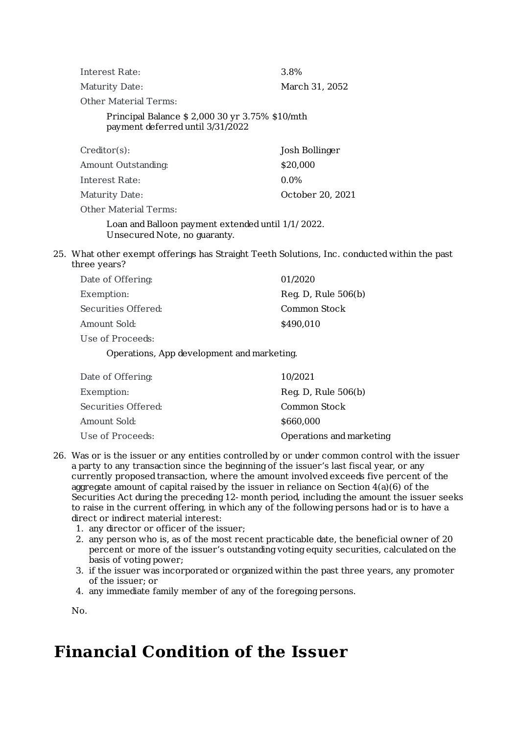| | |
|---|---|
| Interest Rate: | 3.8% |
| Maturity Date: | March 31, 2052 |

Other Material Terms:

Principal Balance $ 2,000 30 yr 3.75% $10/mth payment deferred until 3/31/2022

| | |
|---|---|
| Creditor(s): | Josh Bollinger |
| Amount Outstanding: | $20,000 |
| Interest Rate: | 0.0% |
| Maturity Date: | October 20, 2021 |

Other Material Terms:

Loan and Balloon payment extended until 1/1/ 2022. Unsecured Note, no guaranty.

25. What other exempt offerings has Straight Teeth Solutions, Inc. conducted within the past three years?

| | |
|---|---|
| Date of Offering: | 01/2020 |
| Exemption: | Reg. D, Rule 506(b) |
| Securities Offered: | Common Stock |
| Amount Sold: | $490,010 |

Use of Proceeds:

Operations, App development and marketing.

| | |
|---|---|
| Date of Offering: | 10/2021 |
| Exemption: | Reg. D, Rule 506(b) |
| Securities Offered: | Common Stock |
| Amount Sold: | $660,000 |
| Use of Proceeds: | Operations and marketing |

26. Was or is the issuer or any entities controlled by or under common control with the issuer a party to any transaction since the beginning of the issuer's last fiscal year, or any currently proposed transaction, where the amount involved exceeds five percent of the aggregate amount of capital raised by the issuer in reliance on Section 4(a)(6) of the Securities Act during the preceding 12- month period, including the amount the issuer seeks to raise in the current offering, in which any of the following persons had or is to have a direct or indirect material interest:
    1. any director or officer of the issuer;
    2. any person who is, as of the most recent practicable date, the beneficial owner of 20 percent or more of the issuer's outstanding voting equity securities, calculated on the basis of voting power;
    3. if the issuer was incorporated or organized within the past three years, any promoter of the issuer; or
    4. any immediate family member of any of the foregoing persons.

    No.

# Financial Condition of the Issuer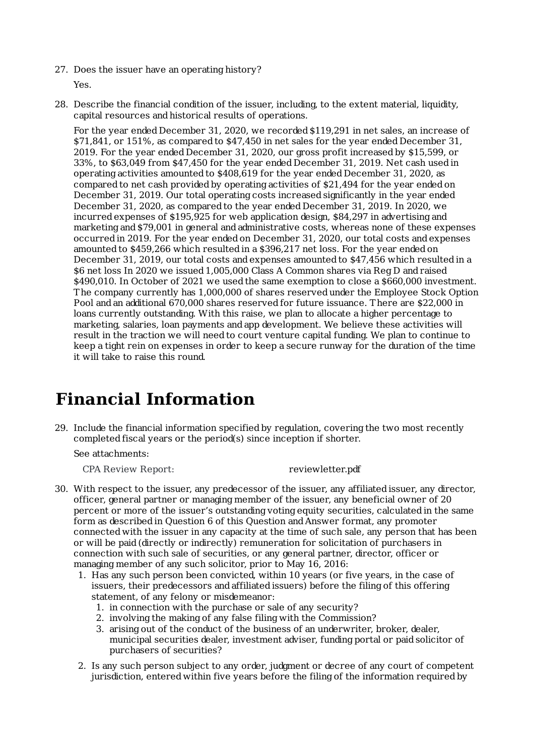27. Does the issuer have an operating history?

    Yes.

28. Describe the financial condition of the issuer, including, to the extent material, liquidity, capital resources and historical results of operations.

    For the year ended December 31, 2020, we recorded $119,291 in net sales, an increase of $71,841, or 151%, as compared to $47,450 in net sales for the year ended December 31, 2019. For the year ended December 31, 2020, our gross profit increased by $15,599, or 33%, to $63,049 from $47,450 for the year ended December 31, 2019. Net cash used in operating activities amounted to $408,619 for the year ended December 31, 2020, as compared to net cash provided by operating activities of $21,494 for the year ended on December 31, 2019. Our total operating costs increased significantly in the year ended December 31, 2020, as compared to the year ended December 31, 2019. In 2020, we incurred expenses of $195,925 for web application design, $84,297 in advertising and marketing and $79,001 in general and administrative costs, whereas none of these expenses occurred in 2019. For the year ended on December 31, 2020, our total costs and expenses amounted to $459,266 which resulted in a $396,217 net loss. For the year ended on December 31, 2019, our total costs and expenses amounted to $47,456 which resulted in a $6 net loss In 2020 we issued 1,005,000 Class A Common shares via Reg D and raised $490,010. In October of 2021 we used the same exemption to close a $660,000 investment. The company currently has 1,000,000 of shares reserved under the Employee Stock Option Pool and an additional 670,000 shares reserved for future issuance. There are $22,000 in loans currently outstanding. With this raise, we plan to allocate a higher percentage to marketing, salaries, loan payments and app development. We believe these activities will result in the traction we will need to court venture capital funding. We plan to continue to keep a tight rein on expenses in order to keep a secure runway for the duration of the time it will take to raise this round.

# Financial Information

29. Include the financial information specified by regulation, covering the two most recently completed fiscal years or the period(s) since inception if shorter.

    See attachments:

    CPA Review Report: reviewletter.pdf

30. With respect to the issuer, any predecessor of the issuer, any affiliated issuer, any director, officer, general partner or managing member of the issuer, any beneficial owner of 20 percent or more of the issuer's outstanding voting equity securities, calculated in the same form as described in Question 6 of this Question and Answer format, any promoter connected with the issuer in any capacity at the time of such sale, any person that has been or will be paid (directly or indirectly) remuneration for solicitation of purchasers in connection with such sale of securities, or any general partner, director, officer or managing member of any such solicitor, prior to May 16, 2016:
    1. Has any such person been convicted, within 10 years (or five years, in the case of issuers, their predecessors and affiliated issuers) before the filing of this offering statement, of any felony or misdemeanor:
        1. in connection with the purchase or sale of any security?
        2. involving the making of any false filing with the Commission?
        3. arising out of the conduct of the business of an underwriter, broker, dealer, municipal securities dealer, investment adviser, funding portal or paid solicitor of purchasers of securities?
    2. Is any such person subject to any order, judgment or decree of any court of competent jurisdiction, entered within five years before the filing of the information required by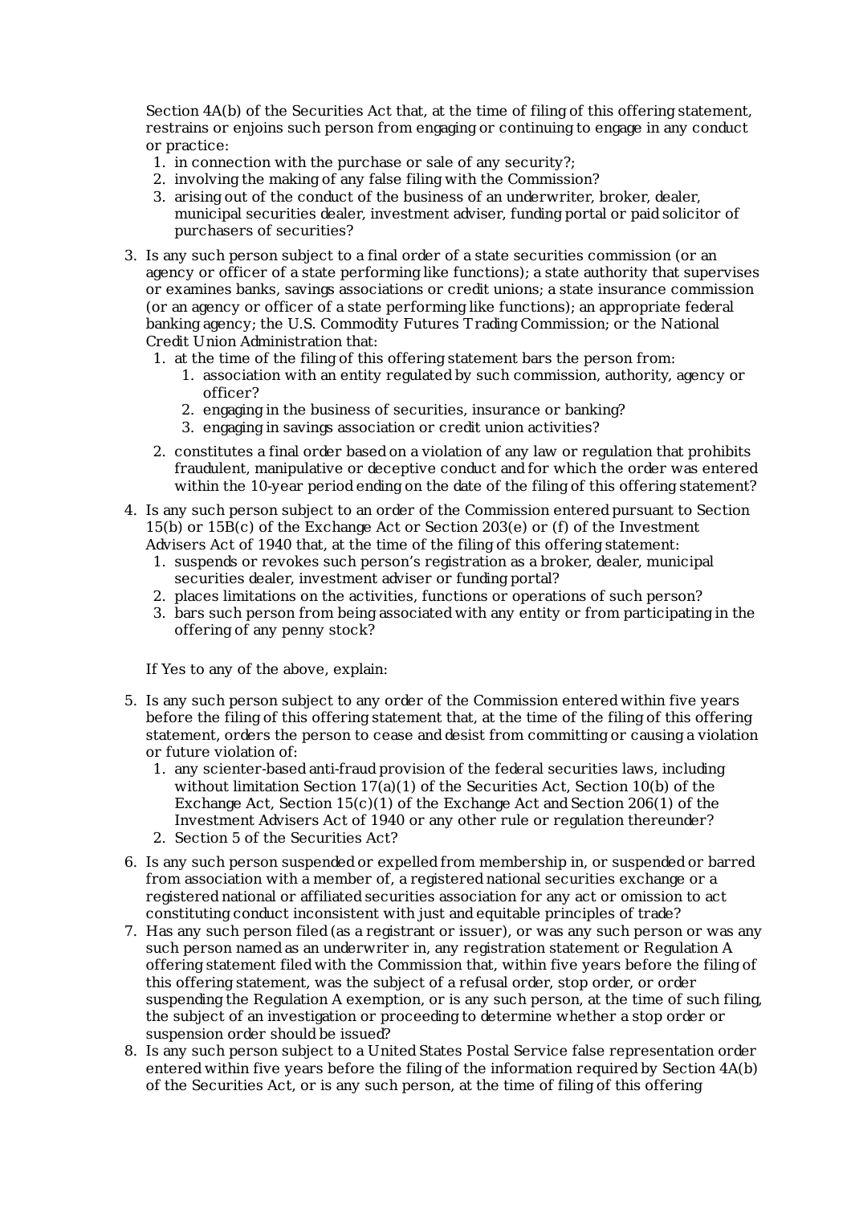Section 4A(b) of the Securities Act that, at the time of filing of this offering statement, restrains or enjoins such person from engaging or continuing to engage in any conduct or practice:

1. in connection with the purchase or sale of any security?;
2. involving the making of any false filing with the Commission?
3. arising out of the conduct of the business of an underwriter, broker, dealer, municipal securities dealer, investment adviser, funding portal or paid solicitor of purchasers of securities?

3. Is any such person subject to a final order of a state securities commission (or an agency or officer of a state performing like functions); a state authority that supervises or examines banks, savings associations or credit unions; a state insurance commission (or an agency or officer of a state performing like functions); an appropriate federal banking agency; the U.S. Commodity Futures Trading Commission; or the National Credit Union Administration that:
   1. at the time of the filing of this offering statement bars the person from:
      1. association with an entity regulated by such commission, authority, agency or officer?
      2. engaging in the business of securities, insurance or banking?
      3. engaging in savings association or credit union activities?
   2. constitutes a final order based on a violation of any law or regulation that prohibits fraudulent, manipulative or deceptive conduct and for which the order was entered within the 10-year period ending on the date of the filing of this offering statement?
4. Is any such person subject to an order of the Commission entered pursuant to Section 15(b) or 15B(c) of the Exchange Act or Section 203(e) or (f) of the Investment Advisers Act of 1940 that, at the time of the filing of this offering statement:
   1. suspends or revokes such person's registration as a broker, dealer, municipal securities dealer, investment adviser or funding portal?
   2. places limitations on the activities, functions or operations of such person?
   3. bars such person from being associated with any entity or from participating in the offering of any penny stock?

   If Yes to any of the above, explain:

5. Is any such person subject to any order of the Commission entered within five years before the filing of this offering statement that, at the time of the filing of this offering statement, orders the person to cease and desist from committing or causing a violation or future violation of:
   1. any scienter-based anti-fraud provision of the federal securities laws, including without limitation Section 17(a)(1) of the Securities Act, Section 10(b) of the Exchange Act, Section 15(c)(1) of the Exchange Act and Section 206(1) of the Investment Advisers Act of 1940 or any other rule or regulation thereunder?
   2. Section 5 of the Securities Act?
6. Is any such person suspended or expelled from membership in, or suspended or barred from association with a member of, a registered national securities exchange or a registered national or affiliated securities association for any act or omission to act constituting conduct inconsistent with just and equitable principles of trade?
7. Has any such person filed (as a registrant or issuer), or was any such person or was any such person named as an underwriter in, any registration statement or Regulation A offering statement filed with the Commission that, within five years before the filing of this offering statement, was the subject of a refusal order, stop order, or order suspending the Regulation A exemption, or is any such person, at the time of such filing, the subject of an investigation or proceeding to determine whether a stop order or suspension order should be issued?
8. Is any such person subject to a United States Postal Service false representation order entered within five years before the filing of the information required by Section 4A(b) of the Securities Act, or is any such person, at the time of filing of this offering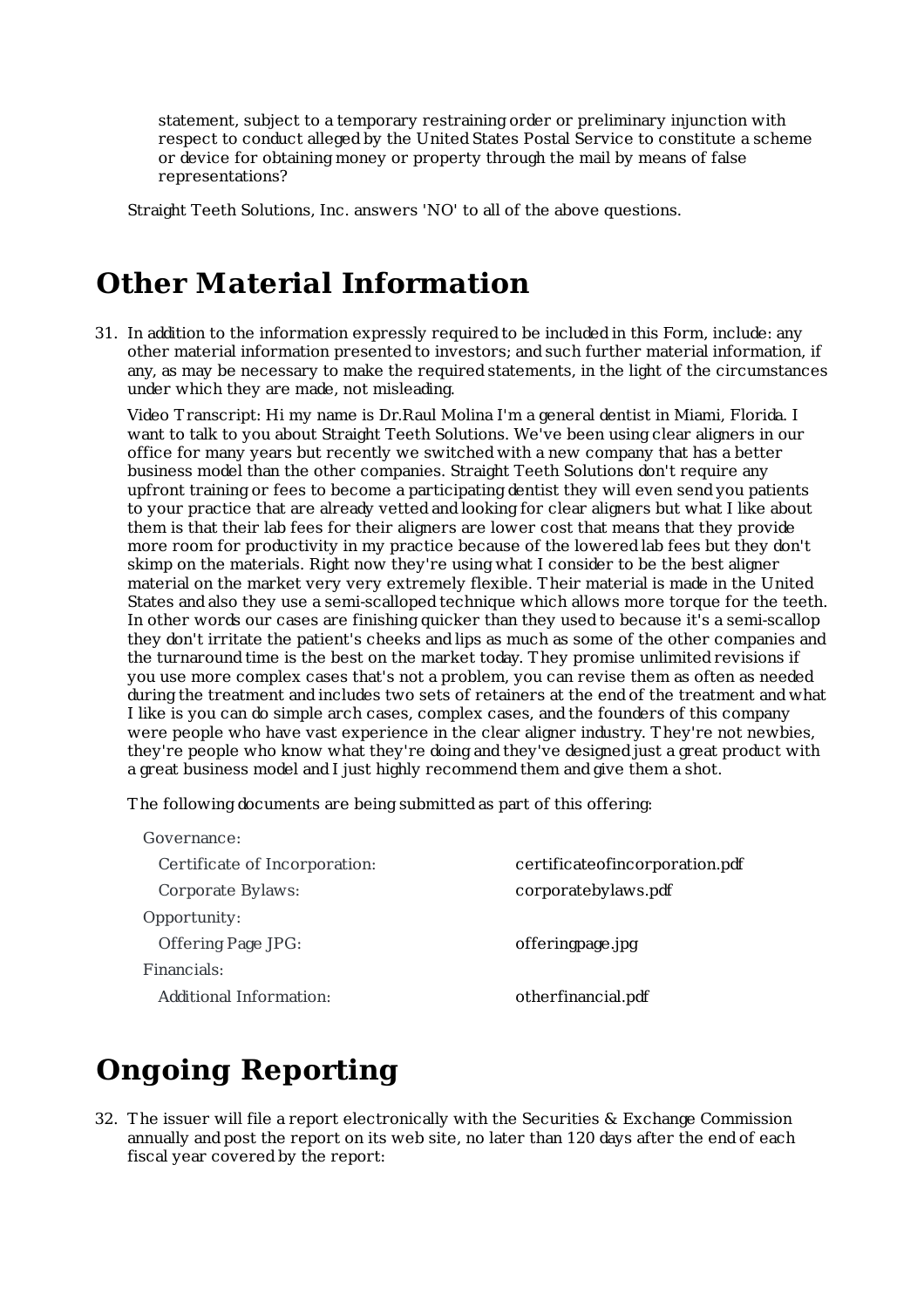statement, subject to a temporary restraining order or preliminary injunction with respect to conduct alleged by the United States Postal Service to constitute a scheme or device for obtaining money or property through the mail by means of false representations?

Straight Teeth Solutions, Inc. answers 'NO' to all of the above questions.

# Other Material Information

31. In addition to the information expressly required to be included in this Form, include: any other material information presented to investors; and such further material information, if any, as may be necessary to make the required statements, in the light of the circumstances under which they are made, not misleading.

    Video Transcript: Hi my name is Dr.Raul Molina I'm a general dentist in Miami, Florida. I want to talk to you about Straight Teeth Solutions. We've been using clear aligners in our office for many years but recently we switched with a new company that has a better business model than the other companies. Straight Teeth Solutions don't require any upfront training or fees to become a participating dentist they will even send you patients to your practice that are already vetted and looking for clear aligners but what I like about them is that their lab fees for their aligners are lower cost that means that they provide more room for productivity in my practice because of the lowered lab fees but they don't skimp on the materials. Right now they're using what I consider to be the best aligner material on the market very very extremely flexible. Their material is made in the United States and also they use a semi-scalloped technique which allows more torque for the teeth. In other words our cases are finishing quicker than they used to because it's a semi-scallop they don't irritate the patient's cheeks and lips as much as some of the other companies and the turnaround time is the best on the market today. They promise unlimited revisions if you use more complex cases that's not a problem, you can revise them as often as needed during the treatment and includes two sets of retainers at the end of the treatment and what I like is you can do simple arch cases, complex cases, and the founders of this company were people who have vast experience in the clear aligner industry. They're not newbies, they're people who know what they're doing and they've designed just a great product with a great business model and I just highly recommend them and give them a shot.

    The following documents are being submitted as part of this offering:

| | |
|---|---|
| Governance: | |
| Certificate of Incorporation: | certificateofincorporation.pdf |
| Corporate Bylaws: | corporatebylaws.pdf |
| Opportunity: | |
| Offering Page JPG: | offeringpage.jpg |
| Financials: | |
| Additional Information: | otherfinancial.pdf |

# Ongoing Reporting

32. The issuer will file a report electronically with the Securities & Exchange Commission annually and post the report on its web site, no later than 120 days after the end of each fiscal year covered by the report: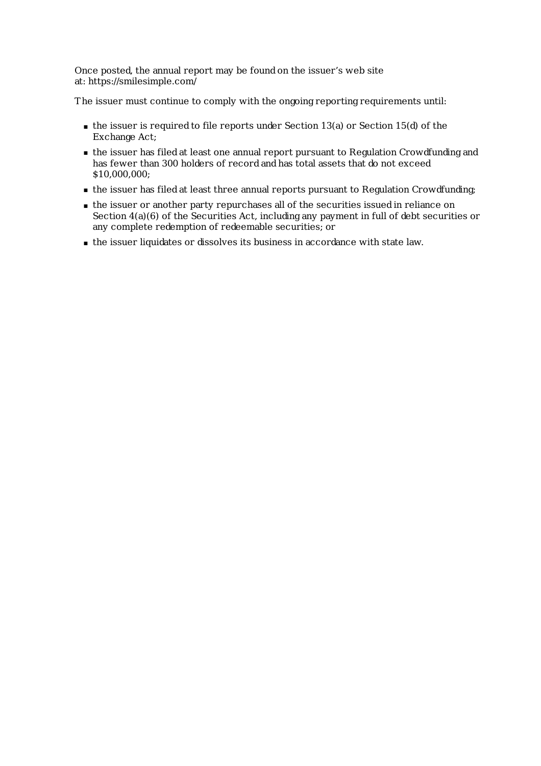Once posted, the annual report may be found on the issuer's web site at: https://smilesimple.com/

The issuer must continue to comply with the ongoing reporting requirements until:

- the issuer is required to file reports under Section 13(a) or Section 15(d) of the Exchange Act;
- the issuer has filed at least one annual report pursuant to Regulation Crowdfunding and has fewer than 300 holders of record and has total assets that do not exceed $10,000,000;
- the issuer has filed at least three annual reports pursuant to Regulation Crowdfunding;
- the issuer or another party repurchases all of the securities issued in reliance on Section 4(a)(6) of the Securities Act, including any payment in full of debt securities or any complete redemption of redeemable securities; or
- the issuer liquidates or dissolves its business in accordance with state law.